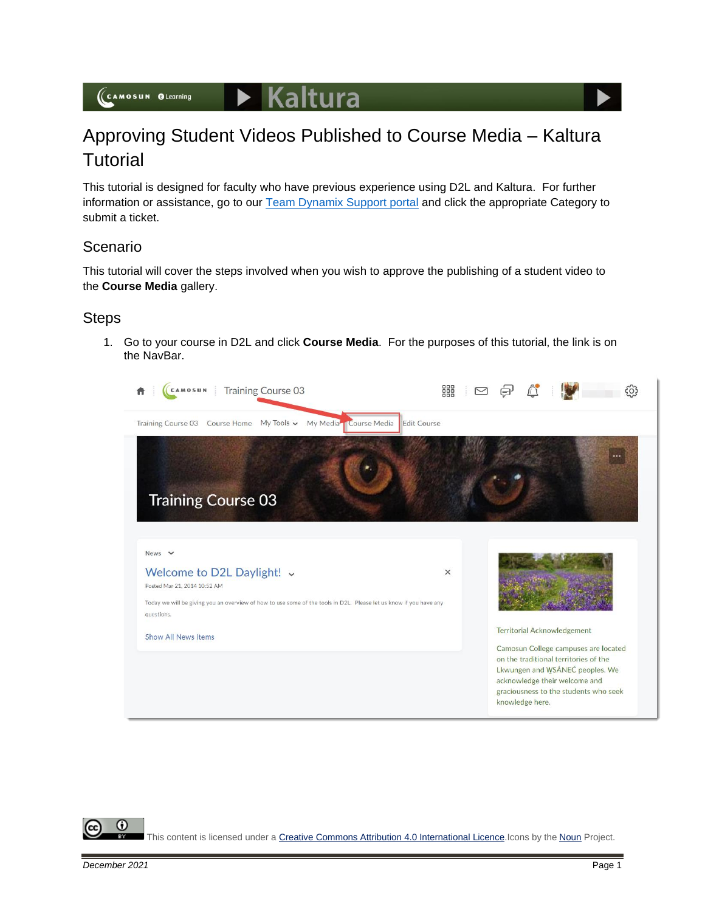# Approving Student Videos Published to Course Media – Kaltura Tutorial

This tutorial is designed for faculty who have previous experience using D2L and Kaltura. For further information or assistance, go to our Team Dynamix Support portal and click the appropriate Category to submit a ticket.

## Scenario

This tutorial will cover the steps involved when you wish to approve the publishing of a student video to the **Course Media** gallery.

## Steps

1. Go to your course in D2L and click **Course Media**. For the purposes of this tutorial, the link is on the NavBar.

This content is licensed under a Creative Commons Attribution 4.0 International Licence. Icons by the Noun Project.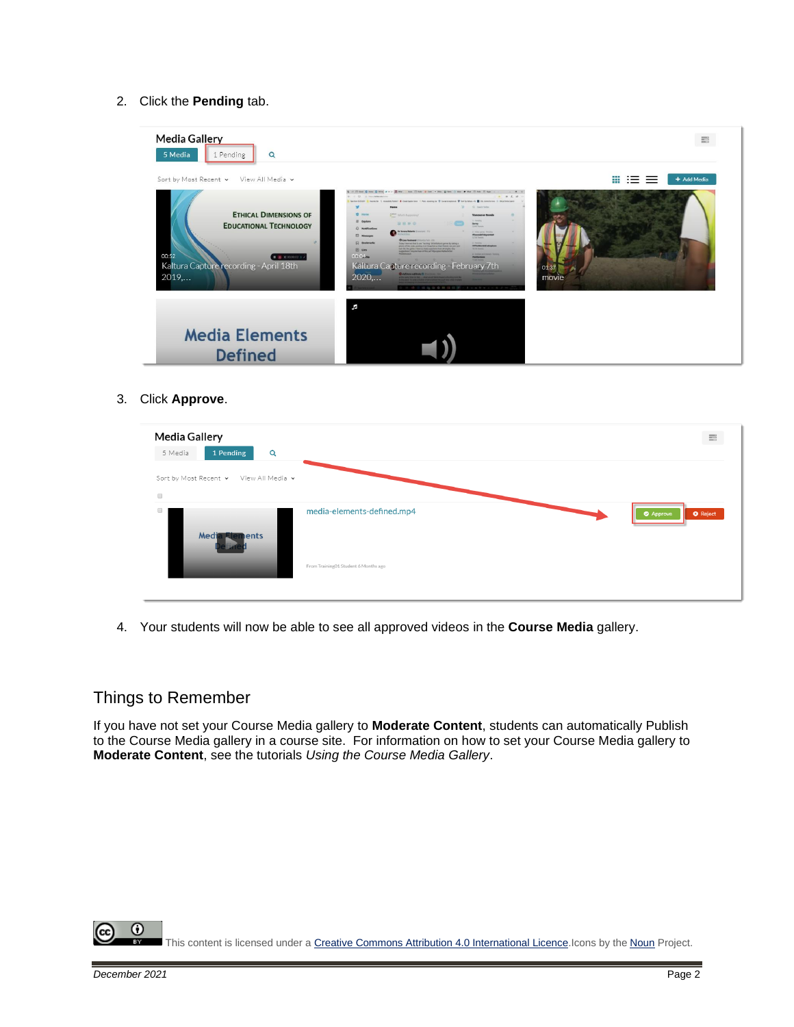2. Click the **Pending** tab.

3. Click **Approve**.

4. Your students will now be able to see all approved videos in the **Course Media** gallery.

## Things to Remember

If you have not set your Course Media gallery to **Moderate Content**, students can automatically Publish to the Course Media gallery in a course site. For information on how to set your Course Media gallery to **Moderate Content**, see the tutorials *Using the Course Media Gallery*.

This content is licensed under a Creative Commons Attribution 4.0 International Licence. Icons by the Noun Project.

December 2021